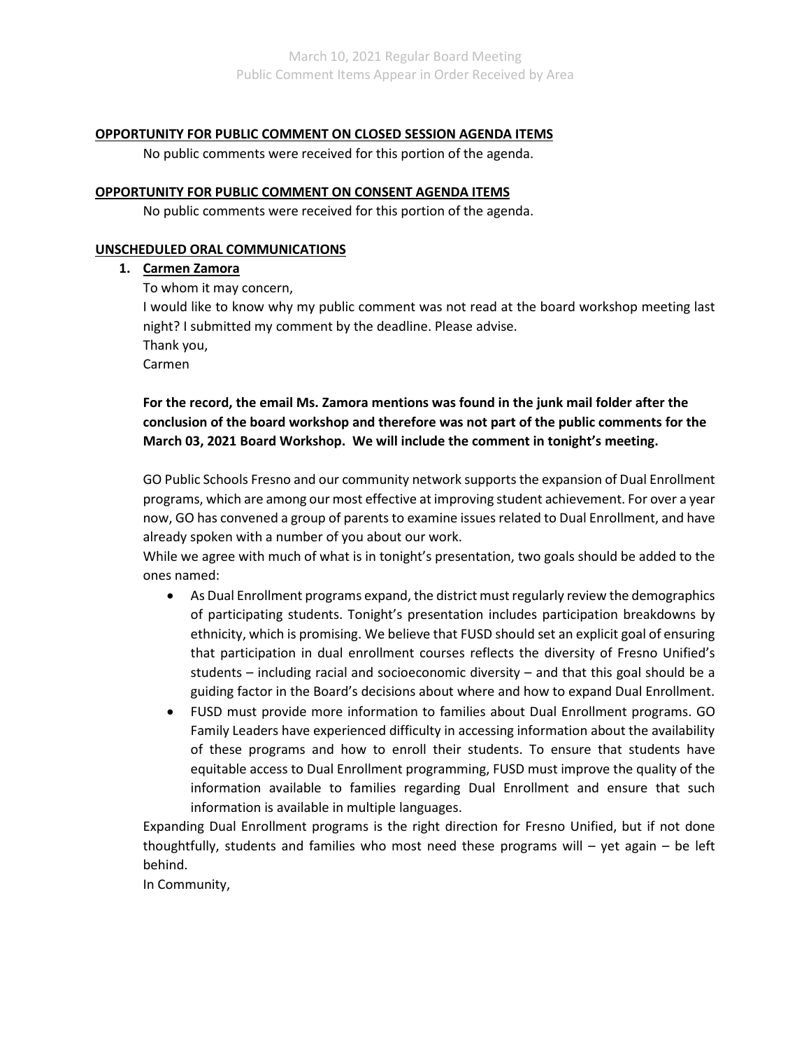## OPPORTUNITY FOR PUBLIC COMMENT ON CLOSED SESSION AGENDA ITEMS

No public comments were received for this portion of the agenda.

## OPPORTUNITY FOR PUBLIC COMMENT ON CONSENT AGENDA ITEMS

No public comments were received for this portion of the agenda.

## UNSCHEDULED ORAL COMMUNICATIONS

1. **Carmen Zamora**

   To whom it may concern,

   I would like to know why my public comment was not read at the board workshop meeting last night? I submitted my comment by the deadline. Please advise.

   Thank you,

   Carmen

   **For the record, the email Ms. Zamora mentions was found in the junk mail folder after the conclusion of the board workshop and therefore was not part of the public comments for the March 03, 2021 Board Workshop. We will include the comment in tonight's meeting.**

   GO Public Schools Fresno and our community network supports the expansion of Dual Enrollment programs, which are among our most effective at improving student achievement. For over a year now, GO has convened a group of parents to examine issues related to Dual Enrollment, and have already spoken with a number of you about our work.

   While we agree with much of what is in tonight's presentation, two goals should be added to the ones named:

   - As Dual Enrollment programs expand, the district must regularly review the demographics of participating students. Tonight's presentation includes participation breakdowns by ethnicity, which is promising. We believe that FUSD should set an explicit goal of ensuring that participation in dual enrollment courses reflects the diversity of Fresno Unified's students – including racial and socioeconomic diversity – and that this goal should be a guiding factor in the Board's decisions about where and how to expand Dual Enrollment.
   - FUSD must provide more information to families about Dual Enrollment programs. GO Family Leaders have experienced difficulty in accessing information about the availability of these programs and how to enroll their students. To ensure that students have equitable access to Dual Enrollment programming, FUSD must improve the quality of the information available to families regarding Dual Enrollment and ensure that such information is available in multiple languages.

   Expanding Dual Enrollment programs is the right direction for Fresno Unified, but if not done thoughtfully, students and families who most need these programs will – yet again – be left behind.

   In Community,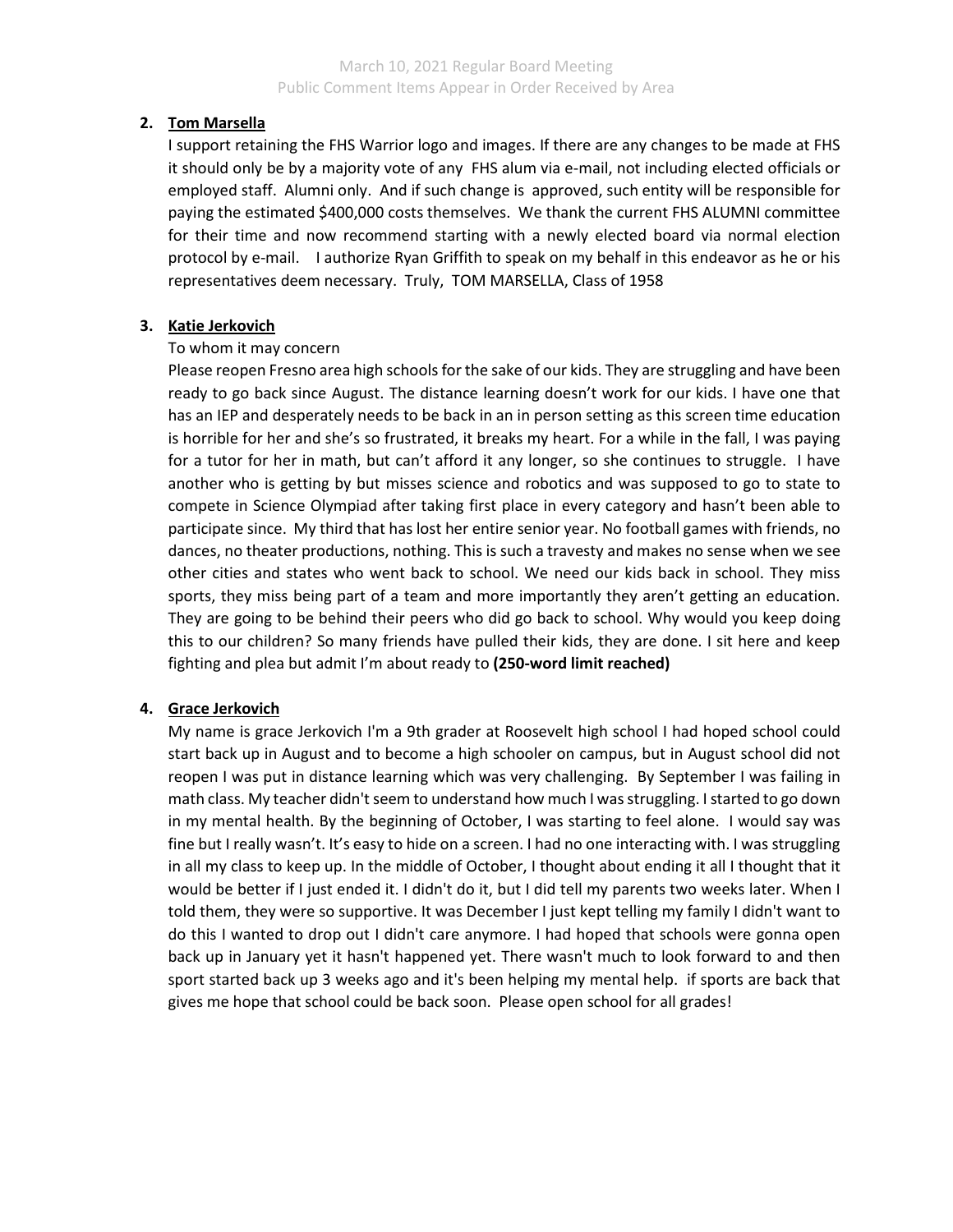2. **Tom Marsella**

   I support retaining the FHS Warrior logo and images. If there are any changes to be made at FHS it should only be by a majority vote of any FHS alum via e-mail, not including elected officials or employed staff. Alumni only. And if such change is approved, such entity will be responsible for paying the estimated $400,000 costs themselves. We thank the current FHS ALUMNI committee for their time and now recommend starting with a newly elected board via normal election protocol by e-mail. I authorize Ryan Griffith to speak on my behalf in this endeavor as he or his representatives deem necessary. Truly, TOM MARSELLA, Class of 1958

3. **Katie Jerkovich**

   To whom it may concern

   Please reopen Fresno area high schools for the sake of our kids. They are struggling and have been ready to go back since August. The distance learning doesn't work for our kids. I have one that has an IEP and desperately needs to be back in an in person setting as this screen time education is horrible for her and she's so frustrated, it breaks my heart. For a while in the fall, I was paying for a tutor for her in math, but can't afford it any longer, so she continues to struggle. I have another who is getting by but misses science and robotics and was supposed to go to state to compete in Science Olympiad after taking first place in every category and hasn't been able to participate since. My third that has lost her entire senior year. No football games with friends, no dances, no theater productions, nothing. This is such a travesty and makes no sense when we see other cities and states who went back to school. We need our kids back in school. They miss sports, they miss being part of a team and more importantly they aren't getting an education. They are going to be behind their peers who did go back to school. Why would you keep doing this to our children? So many friends have pulled their kids, they are done. I sit here and keep fighting and plea but admit I'm about ready to **(250-word limit reached)**

4. **Grace Jerkovich**

   My name is grace Jerkovich I'm a 9th grader at Roosevelt high school I had hoped school could start back up in August and to become a high schooler on campus, but in August school did not reopen I was put in distance learning which was very challenging. By September I was failing in math class. My teacher didn't seem to understand how much I was struggling. I started to go down in my mental health. By the beginning of October, I was starting to feel alone. I would say was fine but I really wasn't. It's easy to hide on a screen. I had no one interacting with. I was struggling in all my class to keep up. In the middle of October, I thought about ending it all I thought that it would be better if I just ended it. I didn't do it, but I did tell my parents two weeks later. When I told them, they were so supportive. It was December I just kept telling my family I didn't want to do this I wanted to drop out I didn't care anymore. I had hoped that schools were gonna open back up in January yet it hasn't happened yet. There wasn't much to look forward to and then sport started back up 3 weeks ago and it's been helping my mental help. if sports are back that gives me hope that school could be back soon. Please open school for all grades!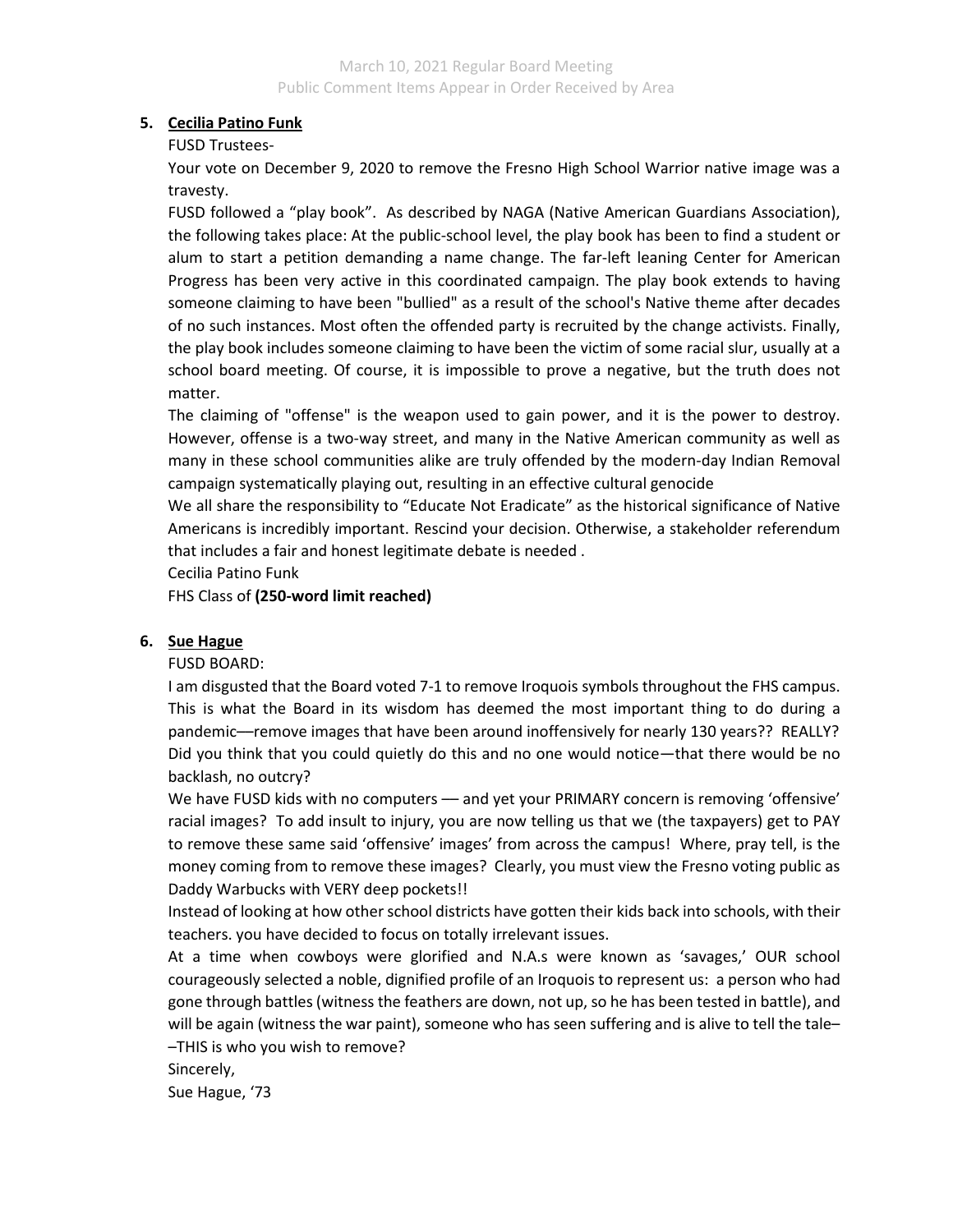5. **<u>Cecilia Patino Funk</u>**

   FUSD Trustees-

   Your vote on December 9, 2020 to remove the Fresno High School Warrior native image was a travesty.

   FUSD followed a "play book". As described by NAGA (Native American Guardians Association), the following takes place: At the public-school level, the play book has been to find a student or alum to start a petition demanding a name change. The far-left leaning Center for American Progress has been very active in this coordinated campaign. The play book extends to having someone claiming to have been "bullied" as a result of the school's Native theme after decades of no such instances. Most often the offended party is recruited by the change activists. Finally, the play book includes someone claiming to have been the victim of some racial slur, usually at a school board meeting. Of course, it is impossible to prove a negative, but the truth does not matter.

   The claiming of "offense" is the weapon used to gain power, and it is the power to destroy. However, offense is a two-way street, and many in the Native American community as well as many in these school communities alike are truly offended by the modern-day Indian Removal campaign systematically playing out, resulting in an effective cultural genocide

   We all share the responsibility to "Educate Not Eradicate" as the historical significance of Native Americans is incredibly important. Rescind your decision. Otherwise, a stakeholder referendum that includes a fair and honest legitimate debate is needed .

   Cecilia Patino Funk

   FHS Class of **(250-word limit reached)**

6. **<u>Sue Hague</u>**

   FUSD BOARD:

   I am disgusted that the Board voted 7-1 to remove Iroquois symbols throughout the FHS campus. This is what the Board in its wisdom has deemed the most important thing to do during a pandemic—remove images that have been around inoffensively for nearly 130 years?? REALLY? Did you think that you could quietly do this and no one would notice—that there would be no backlash, no outcry?

   We have FUSD kids with no computers — and yet your PRIMARY concern is removing 'offensive' racial images? To add insult to injury, you are now telling us that we (the taxpayers) get to PAY to remove these same said 'offensive' images' from across the campus! Where, pray tell, is the money coming from to remove these images? Clearly, you must view the Fresno voting public as Daddy Warbucks with VERY deep pockets!!

   Instead of looking at how other school districts have gotten their kids back into schools, with their teachers. you have decided to focus on totally irrelevant issues.

   At a time when cowboys were glorified and N.A.s were known as 'savages,' OUR school courageously selected a noble, dignified profile of an Iroquois to represent us: a person who had gone through battles (witness the feathers are down, not up, so he has been tested in battle), and will be again (witness the war paint), someone who has seen suffering and is alive to tell the tale––THIS is who you wish to remove?

   Sincerely,

   Sue Hague, '73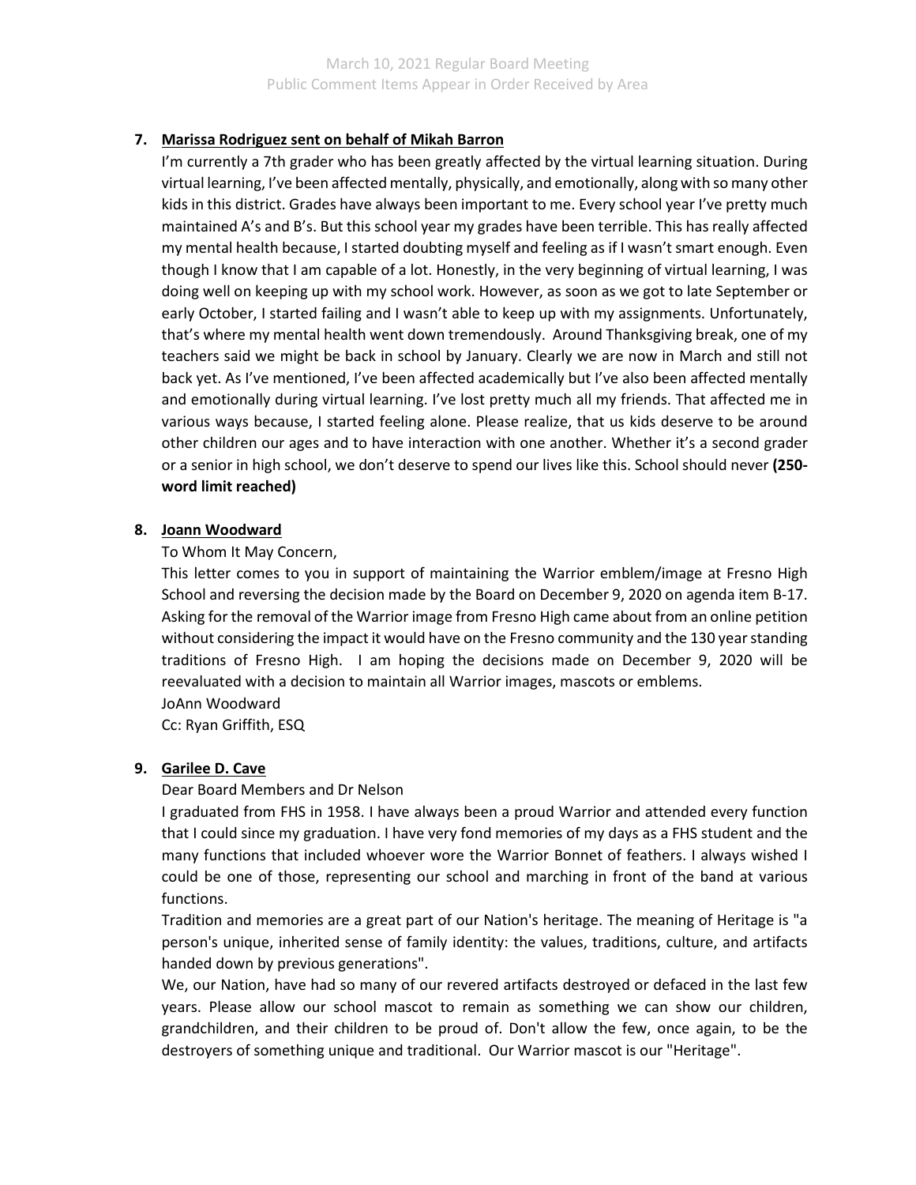**7. Marissa Rodriguez sent on behalf of Mikah Barron**

I'm currently a 7th grader who has been greatly affected by the virtual learning situation. During virtual learning, I've been affected mentally, physically, and emotionally, along with so many other kids in this district. Grades have always been important to me. Every school year I've pretty much maintained A's and B's. But this school year my grades have been terrible. This has really affected my mental health because, I started doubting myself and feeling as if I wasn't smart enough. Even though I know that I am capable of a lot. Honestly, in the very beginning of virtual learning, I was doing well on keeping up with my school work. However, as soon as we got to late September or early October, I started failing and I wasn't able to keep up with my assignments. Unfortunately, that's where my mental health went down tremendously. Around Thanksgiving break, one of my teachers said we might be back in school by January. Clearly we are now in March and still not back yet. As I've mentioned, I've been affected academically but I've also been affected mentally and emotionally during virtual learning. I've lost pretty much all my friends. That affected me in various ways because, I started feeling alone. Please realize, that us kids deserve to be around other children our ages and to have interaction with one another. Whether it's a second grader or a senior in high school, we don't deserve to spend our lives like this. School should never **(250-word limit reached)**

**8. Joann Woodward**

To Whom It May Concern,

This letter comes to you in support of maintaining the Warrior emblem/image at Fresno High School and reversing the decision made by the Board on December 9, 2020 on agenda item B-17. Asking for the removal of the Warrior image from Fresno High came about from an online petition without considering the impact it would have on the Fresno community and the 130 year standing traditions of Fresno High. I am hoping the decisions made on December 9, 2020 will be reevaluated with a decision to maintain all Warrior images, mascots or emblems.

JoAnn Woodward

Cc: Ryan Griffith, ESQ

**9. Garilee D. Cave**

Dear Board Members and Dr Nelson

I graduated from FHS in 1958. I have always been a proud Warrior and attended every function that I could since my graduation. I have very fond memories of my days as a FHS student and the many functions that included whoever wore the Warrior Bonnet of feathers. I always wished I could be one of those, representing our school and marching in front of the band at various functions.

Tradition and memories are a great part of our Nation's heritage. The meaning of Heritage is "a person's unique, inherited sense of family identity: the values, traditions, culture, and artifacts handed down by previous generations".

We, our Nation, have had so many of our revered artifacts destroyed or defaced in the last few years. Please allow our school mascot to remain as something we can show our children, grandchildren, and their children to be proud of. Don't allow the few, once again, to be the destroyers of something unique and traditional. Our Warrior mascot is our "Heritage".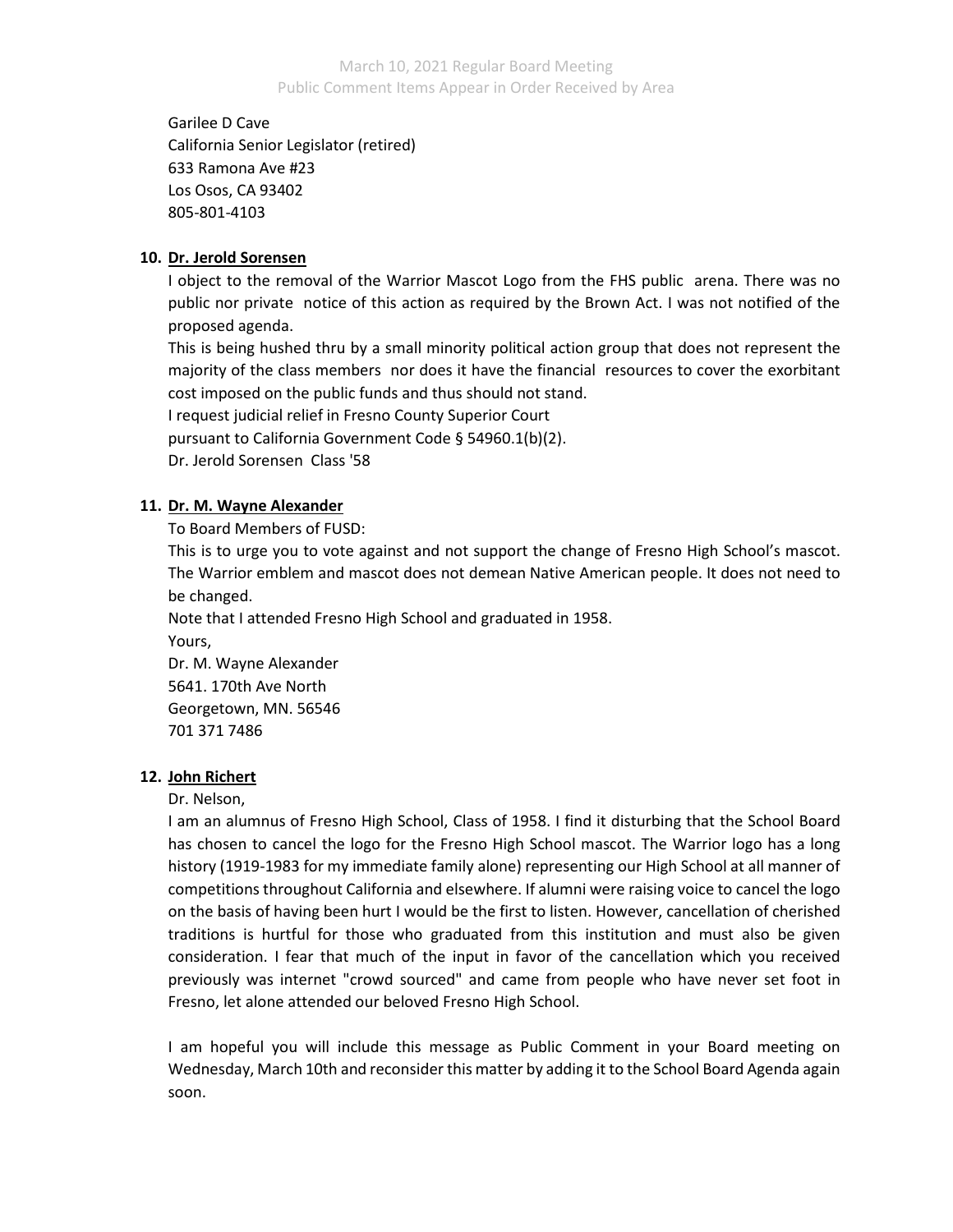Garilee D Cave
California Senior Legislator (retired)
633 Ramona Ave #23
Los Osos, CA 93402
805-801-4103

**10. <u>Dr. Jerold Sorensen</u>**

I object to the removal of the Warrior Mascot Logo from the FHS public arena. There was no public nor private notice of this action as required by the Brown Act. I was not notified of the proposed agenda.

This is being hushed thru by a small minority political action group that does not represent the majority of the class members nor does it have the financial resources to cover the exorbitant cost imposed on the public funds and thus should not stand.

I request judicial relief in Fresno County Superior Court
pursuant to California Government Code § 54960.1(b)(2).
Dr. Jerold Sorensen Class '58

**11. <u>Dr. M. Wayne Alexander</u>**

To Board Members of FUSD:

This is to urge you to vote against and not support the change of Fresno High School's mascot. The Warrior emblem and mascot does not demean Native American people. It does not need to be changed.

Note that I attended Fresno High School and graduated in 1958.

Yours,
Dr. M. Wayne Alexander
5641. 170th Ave North
Georgetown, MN. 56546
701 371 7486

**12. <u>John Richert</u>**

Dr. Nelson,

I am an alumnus of Fresno High School, Class of 1958. I find it disturbing that the School Board has chosen to cancel the logo for the Fresno High School mascot. The Warrior logo has a long history (1919-1983 for my immediate family alone) representing our High School at all manner of competitions throughout California and elsewhere. If alumni were raising voice to cancel the logo on the basis of having been hurt I would be the first to listen. However, cancellation of cherished traditions is hurtful for those who graduated from this institution and must also be given consideration. I fear that much of the input in favor of the cancellation which you received previously was internet "crowd sourced" and came from people who have never set foot in Fresno, let alone attended our beloved Fresno High School.

I am hopeful you will include this message as Public Comment in your Board meeting on Wednesday, March 10th and reconsider this matter by adding it to the School Board Agenda again soon.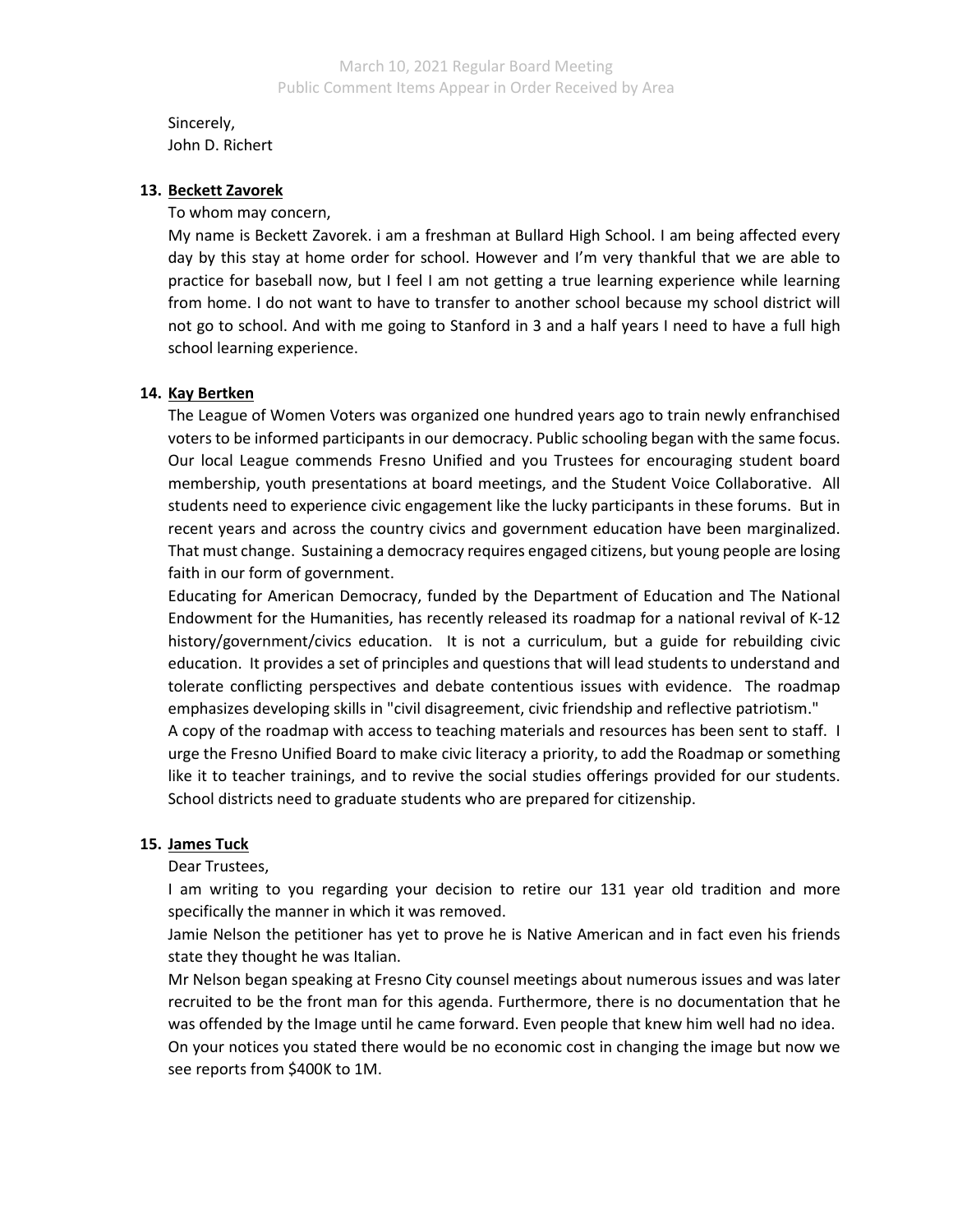Sincerely,
John D. Richert

**13. Beckett Zavorek**

To whom may concern,

My name is Beckett Zavorek. i am a freshman at Bullard High School. I am being affected every day by this stay at home order for school. However and I'm very thankful that we are able to practice for baseball now, but I feel I am not getting a true learning experience while learning from home. I do not want to have to transfer to another school because my school district will not go to school. And with me going to Stanford in 3 and a half years I need to have a full high school learning experience.

**14. Kay Bertken**

The League of Women Voters was organized one hundred years ago to train newly enfranchised voters to be informed participants in our democracy. Public schooling began with the same focus. Our local League commends Fresno Unified and you Trustees for encouraging student board membership, youth presentations at board meetings, and the Student Voice Collaborative. All students need to experience civic engagement like the lucky participants in these forums. But in recent years and across the country civics and government education have been marginalized. That must change. Sustaining a democracy requires engaged citizens, but young people are losing faith in our form of government.

Educating for American Democracy, funded by the Department of Education and The National Endowment for the Humanities, has recently released its roadmap for a national revival of K-12 history/government/civics education. It is not a curriculum, but a guide for rebuilding civic education. It provides a set of principles and questions that will lead students to understand and tolerate conflicting perspectives and debate contentious issues with evidence. The roadmap emphasizes developing skills in "civil disagreement, civic friendship and reflective patriotism."

A copy of the roadmap with access to teaching materials and resources has been sent to staff. I urge the Fresno Unified Board to make civic literacy a priority, to add the Roadmap or something like it to teacher trainings, and to revive the social studies offerings provided for our students. School districts need to graduate students who are prepared for citizenship.

**15. James Tuck**

Dear Trustees,

I am writing to you regarding your decision to retire our 131 year old tradition and more specifically the manner in which it was removed.

Jamie Nelson the petitioner has yet to prove he is Native American and in fact even his friends state they thought he was Italian.

Mr Nelson began speaking at Fresno City counsel meetings about numerous issues and was later recruited to be the front man for this agenda. Furthermore, there is no documentation that he was offended by the Image until he came forward. Even people that knew him well had no idea.

On your notices you stated there would be no economic cost in changing the image but now we see reports from $400K to 1M.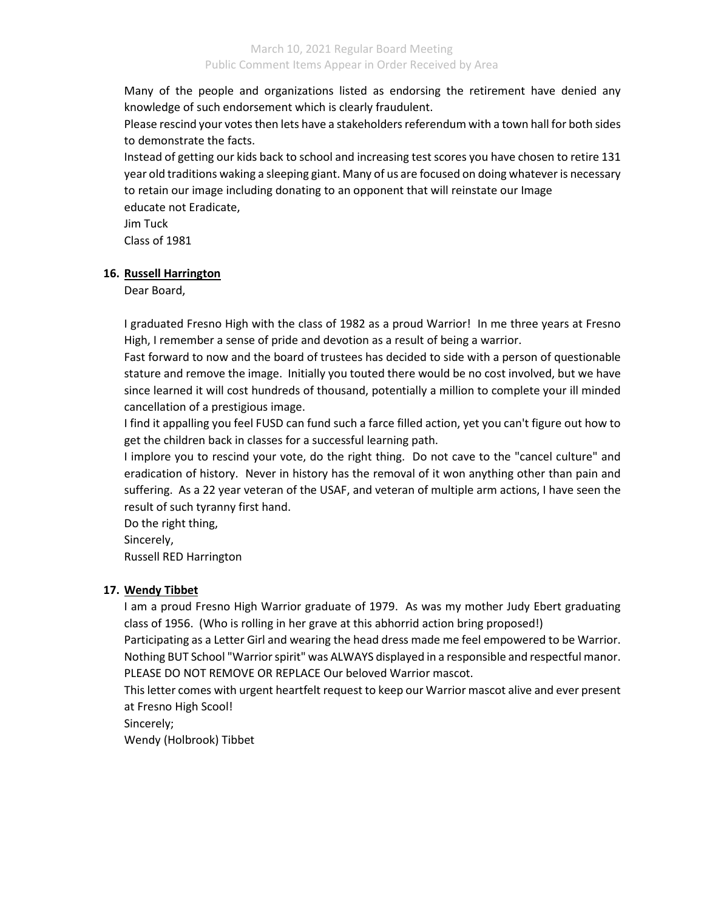Many of the people and organizations listed as endorsing the retirement have denied any knowledge of such endorsement which is clearly fraudulent.

Please rescind your votes then lets have a stakeholders referendum with a town hall for both sides to demonstrate the facts.

Instead of getting our kids back to school and increasing test scores you have chosen to retire 131 year old traditions waking a sleeping giant. Many of us are focused on doing whatever is necessary to retain our image including donating to an opponent that will reinstate our Image

educate not Eradicate,

Jim Tuck

Class of 1981

**16. Russell Harrington**

Dear Board,

I graduated Fresno High with the class of 1982 as a proud Warrior! In me three years at Fresno High, I remember a sense of pride and devotion as a result of being a warrior.

Fast forward to now and the board of trustees has decided to side with a person of questionable stature and remove the image. Initially you touted there would be no cost involved, but we have since learned it will cost hundreds of thousand, potentially a million to complete your ill minded cancellation of a prestigious image.

I find it appalling you feel FUSD can fund such a farce filled action, yet you can't figure out how to get the children back in classes for a successful learning path.

I implore you to rescind your vote, do the right thing. Do not cave to the "cancel culture" and eradication of history. Never in history has the removal of it won anything other than pain and suffering. As a 22 year veteran of the USAF, and veteran of multiple arm actions, I have seen the result of such tyranny first hand.

Do the right thing,

Sincerely,

Russell RED Harrington

**17. Wendy Tibbet**

I am a proud Fresno High Warrior graduate of 1979. As was my mother Judy Ebert graduating class of 1956. (Who is rolling in her grave at this abhorrid action bring proposed!)

Participating as a Letter Girl and wearing the head dress made me feel empowered to be Warrior. Nothing BUT School "Warrior spirit" was ALWAYS displayed in a responsible and respectful manor.

PLEASE DO NOT REMOVE OR REPLACE Our beloved Warrior mascot.

This letter comes with urgent heartfelt request to keep our Warrior mascot alive and ever present at Fresno High Scool!

Sincerely;

Wendy (Holbrook) Tibbet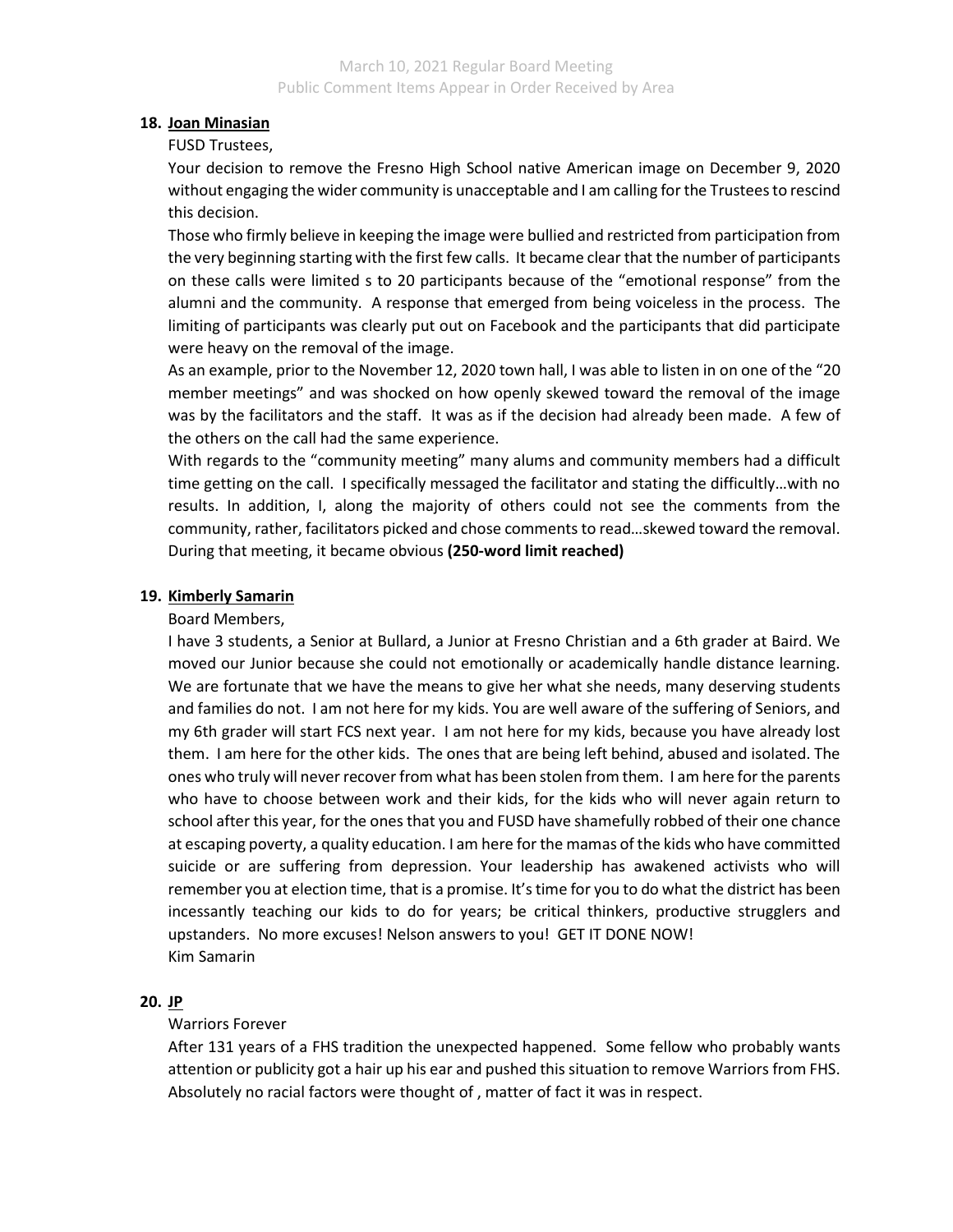**18. Joan Minasian**

FUSD Trustees,

Your decision to remove the Fresno High School native American image on December 9, 2020 without engaging the wider community is unacceptable and I am calling for the Trustees to rescind this decision.

Those who firmly believe in keeping the image were bullied and restricted from participation from the very beginning starting with the first few calls. It became clear that the number of participants on these calls were limited s to 20 participants because of the "emotional response" from the alumni and the community. A response that emerged from being voiceless in the process. The limiting of participants was clearly put out on Facebook and the participants that did participate were heavy on the removal of the image.

As an example, prior to the November 12, 2020 town hall, I was able to listen in on one of the "20 member meetings" and was shocked on how openly skewed toward the removal of the image was by the facilitators and the staff. It was as if the decision had already been made. A few of the others on the call had the same experience.

With regards to the "community meeting" many alums and community members had a difficult time getting on the call. I specifically messaged the facilitator and stating the difficultly…with no results. In addition, I, along the majority of others could not see the comments from the community, rather, facilitators picked and chose comments to read…skewed toward the removal. During that meeting, it became obvious **(250-word limit reached)**

**19. Kimberly Samarin**

Board Members,

I have 3 students, a Senior at Bullard, a Junior at Fresno Christian and a 6th grader at Baird. We moved our Junior because she could not emotionally or academically handle distance learning. We are fortunate that we have the means to give her what she needs, many deserving students and families do not. I am not here for my kids. You are well aware of the suffering of Seniors, and my 6th grader will start FCS next year. I am not here for my kids, because you have already lost them. I am here for the other kids. The ones that are being left behind, abused and isolated. The ones who truly will never recover from what has been stolen from them. I am here for the parents who have to choose between work and their kids, for the kids who will never again return to school after this year, for the ones that you and FUSD have shamefully robbed of their one chance at escaping poverty, a quality education. I am here for the mamas of the kids who have committed suicide or are suffering from depression. Your leadership has awakened activists who will remember you at election time, that is a promise. It's time for you to do what the district has been incessantly teaching our kids to do for years; be critical thinkers, productive strugglers and upstanders. No more excuses! Nelson answers to you! GET IT DONE NOW!

Kim Samarin

**20. JP**

Warriors Forever

After 131 years of a FHS tradition the unexpected happened. Some fellow who probably wants attention or publicity got a hair up his ear and pushed this situation to remove Warriors from FHS. Absolutely no racial factors were thought of , matter of fact it was in respect.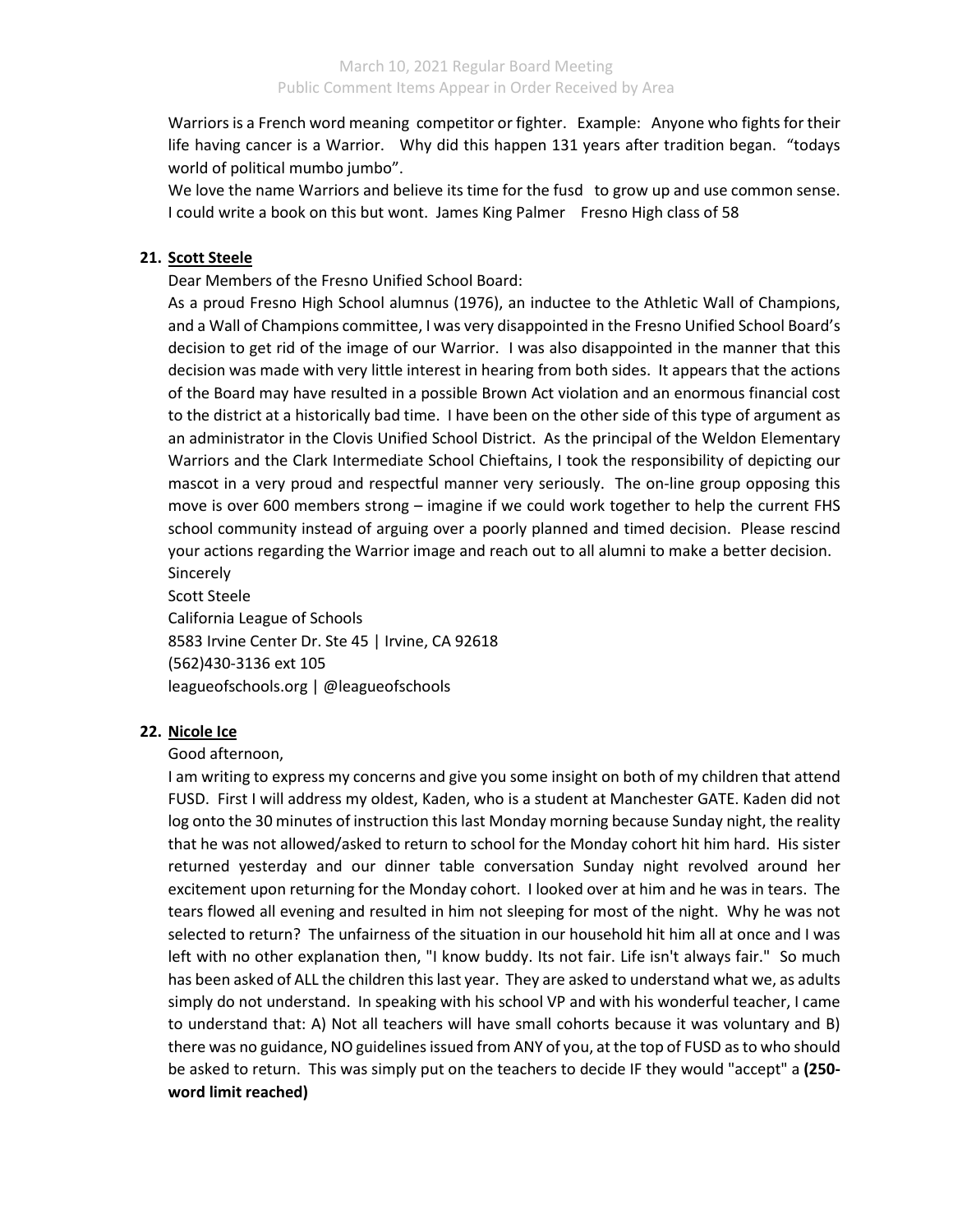Warriors is a French word meaning competitor or fighter. Example: Anyone who fights for their life having cancer is a Warrior. Why did this happen 131 years after tradition began. "todays world of political mumbo jumbo".

We love the name Warriors and believe its time for the fusd to grow up and use common sense. I could write a book on this but wont. James King Palmer Fresno High class of 58

**21. Scott Steele**

Dear Members of the Fresno Unified School Board:

As a proud Fresno High School alumnus (1976), an inductee to the Athletic Wall of Champions, and a Wall of Champions committee, I was very disappointed in the Fresno Unified School Board's decision to get rid of the image of our Warrior. I was also disappointed in the manner that this decision was made with very little interest in hearing from both sides. It appears that the actions of the Board may have resulted in a possible Brown Act violation and an enormous financial cost to the district at a historically bad time. I have been on the other side of this type of argument as an administrator in the Clovis Unified School District. As the principal of the Weldon Elementary Warriors and the Clark Intermediate School Chieftains, I took the responsibility of depicting our mascot in a very proud and respectful manner very seriously. The on-line group opposing this move is over 600 members strong – imagine if we could work together to help the current FHS school community instead of arguing over a poorly planned and timed decision. Please rescind your actions regarding the Warrior image and reach out to all alumni to make a better decision.

Sincerely

Scott Steele

California League of Schools

8583 Irvine Center Dr. Ste 45 | Irvine, CA 92618

(562)430-3136 ext 105

leagueofschools.org | @leagueofschools

**22. Nicole Ice**

Good afternoon,

I am writing to express my concerns and give you some insight on both of my children that attend FUSD. First I will address my oldest, Kaden, who is a student at Manchester GATE. Kaden did not log onto the 30 minutes of instruction this last Monday morning because Sunday night, the reality that he was not allowed/asked to return to school for the Monday cohort hit him hard. His sister returned yesterday and our dinner table conversation Sunday night revolved around her excitement upon returning for the Monday cohort. I looked over at him and he was in tears. The tears flowed all evening and resulted in him not sleeping for most of the night. Why he was not selected to return? The unfairness of the situation in our household hit him all at once and I was left with no other explanation then, "I know buddy. Its not fair. Life isn't always fair." So much has been asked of ALL the children this last year. They are asked to understand what we, as adults simply do not understand. In speaking with his school VP and with his wonderful teacher, I came to understand that: A) Not all teachers will have small cohorts because it was voluntary and B) there was no guidance, NO guidelines issued from ANY of you, at the top of FUSD as to who should be asked to return. This was simply put on the teachers to decide IF they would "accept" a **(250-word limit reached)**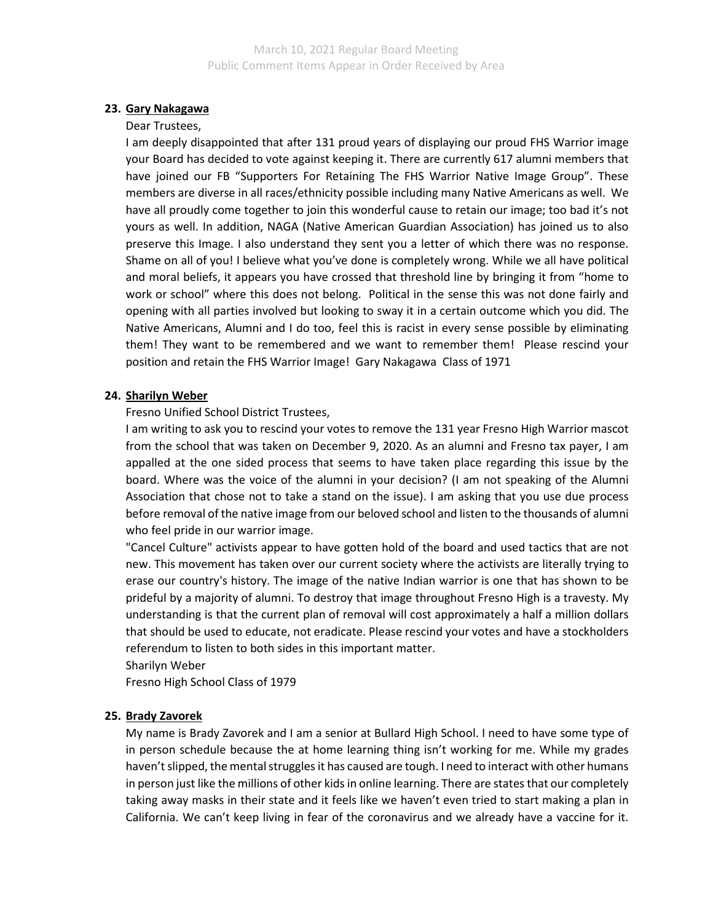**23. Gary Nakagawa**

Dear Trustees,

I am deeply disappointed that after 131 proud years of displaying our proud FHS Warrior image your Board has decided to vote against keeping it. There are currently 617 alumni members that have joined our FB "Supporters For Retaining The FHS Warrior Native Image Group". These members are diverse in all races/ethnicity possible including many Native Americans as well. We have all proudly come together to join this wonderful cause to retain our image; too bad it's not yours as well. In addition, NAGA (Native American Guardian Association) has joined us to also preserve this Image. I also understand they sent you a letter of which there was no response. Shame on all of you! I believe what you've done is completely wrong. While we all have political and moral beliefs, it appears you have crossed that threshold line by bringing it from "home to work or school" where this does not belong. Political in the sense this was not done fairly and opening with all parties involved but looking to sway it in a certain outcome which you did. The Native Americans, Alumni and I do too, feel this is racist in every sense possible by eliminating them! They want to be remembered and we want to remember them! Please rescind your position and retain the FHS Warrior Image! Gary Nakagawa Class of 1971

**24. Sharilyn Weber**

Fresno Unified School District Trustees,

I am writing to ask you to rescind your votes to remove the 131 year Fresno High Warrior mascot from the school that was taken on December 9, 2020. As an alumni and Fresno tax payer, I am appalled at the one sided process that seems to have taken place regarding this issue by the board. Where was the voice of the alumni in your decision? (I am not speaking of the Alumni Association that chose not to take a stand on the issue). I am asking that you use due process before removal of the native image from our beloved school and listen to the thousands of alumni who feel pride in our warrior image.

"Cancel Culture" activists appear to have gotten hold of the board and used tactics that are not new. This movement has taken over our current society where the activists are literally trying to erase our country's history. The image of the native Indian warrior is one that has shown to be prideful by a majority of alumni. To destroy that image throughout Fresno High is a travesty. My understanding is that the current plan of removal will cost approximately a half a million dollars that should be used to educate, not eradicate. Please rescind your votes and have a stockholders referendum to listen to both sides in this important matter.

Sharilyn Weber

Fresno High School Class of 1979

**25. Brady Zavorek**

My name is Brady Zavorek and I am a senior at Bullard High School. I need to have some type of in person schedule because the at home learning thing isn't working for me. While my grades haven't slipped, the mental struggles it has caused are tough. I need to interact with other humans in person just like the millions of other kids in online learning. There are states that our completely taking away masks in their state and it feels like we haven't even tried to start making a plan in California. We can't keep living in fear of the coronavirus and we already have a vaccine for it.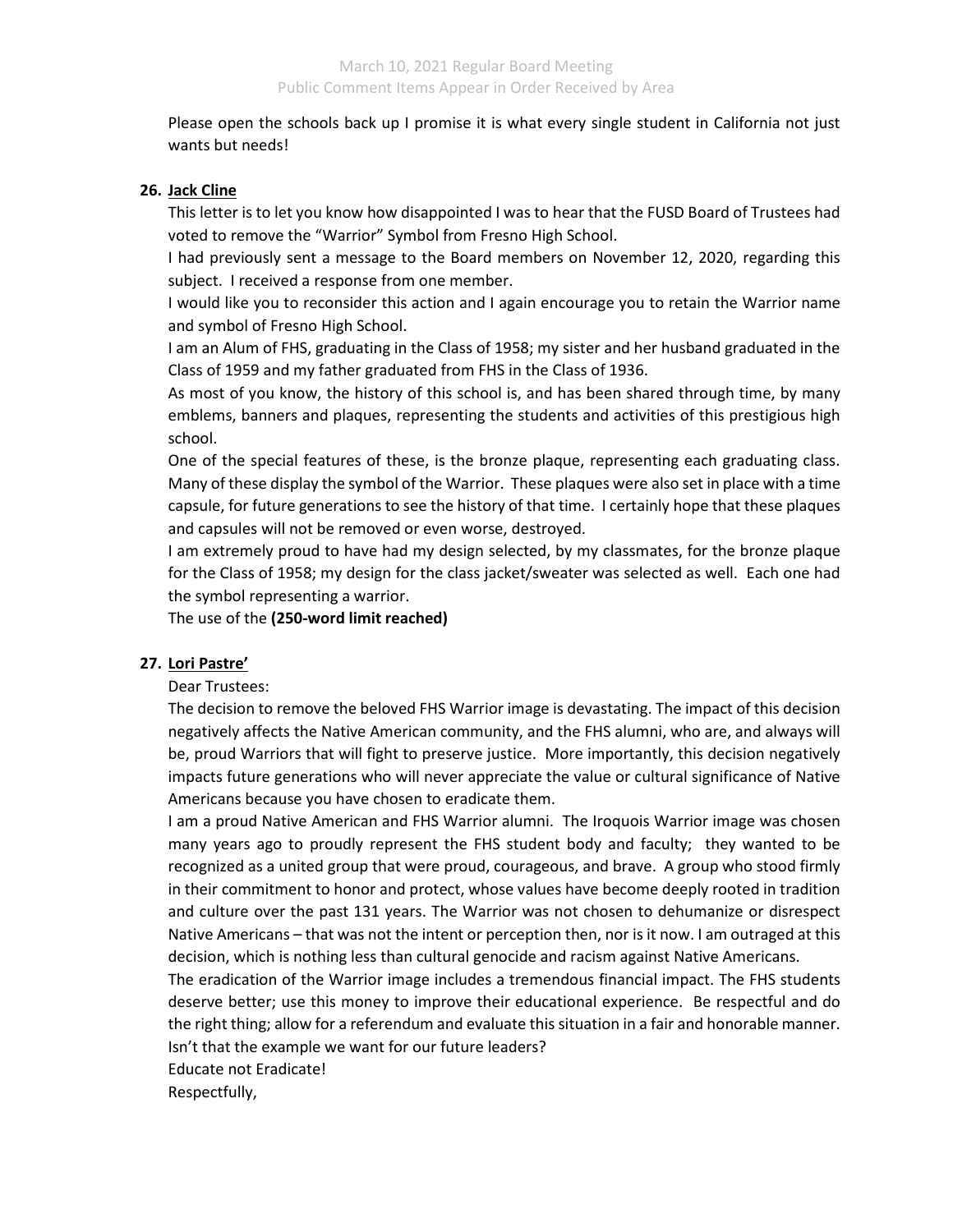Please open the schools back up I promise it is what every single student in California not just wants but needs!

**26. Jack Cline**

This letter is to let you know how disappointed I was to hear that the FUSD Board of Trustees had voted to remove the "Warrior" Symbol from Fresno High School.

I had previously sent a message to the Board members on November 12, 2020, regarding this subject. I received a response from one member.

I would like you to reconsider this action and I again encourage you to retain the Warrior name and symbol of Fresno High School.

I am an Alum of FHS, graduating in the Class of 1958; my sister and her husband graduated in the Class of 1959 and my father graduated from FHS in the Class of 1936.

As most of you know, the history of this school is, and has been shared through time, by many emblems, banners and plaques, representing the students and activities of this prestigious high school.

One of the special features of these, is the bronze plaque, representing each graduating class. Many of these display the symbol of the Warrior. These plaques were also set in place with a time capsule, for future generations to see the history of that time. I certainly hope that these plaques and capsules will not be removed or even worse, destroyed.

I am extremely proud to have had my design selected, by my classmates, for the bronze plaque for the Class of 1958; my design for the class jacket/sweater was selected as well. Each one had the symbol representing a warrior.

The use of the **(250-word limit reached)**

**27. Lori Pastre'**

Dear Trustees:

The decision to remove the beloved FHS Warrior image is devastating. The impact of this decision negatively affects the Native American community, and the FHS alumni, who are, and always will be, proud Warriors that will fight to preserve justice. More importantly, this decision negatively impacts future generations who will never appreciate the value or cultural significance of Native Americans because you have chosen to eradicate them.

I am a proud Native American and FHS Warrior alumni. The Iroquois Warrior image was chosen many years ago to proudly represent the FHS student body and faculty; they wanted to be recognized as a united group that were proud, courageous, and brave. A group who stood firmly in their commitment to honor and protect, whose values have become deeply rooted in tradition and culture over the past 131 years. The Warrior was not chosen to dehumanize or disrespect Native Americans – that was not the intent or perception then, nor is it now. I am outraged at this decision, which is nothing less than cultural genocide and racism against Native Americans.

The eradication of the Warrior image includes a tremendous financial impact. The FHS students deserve better; use this money to improve their educational experience. Be respectful and do the right thing; allow for a referendum and evaluate this situation in a fair and honorable manner. Isn't that the example we want for our future leaders?

Educate not Eradicate!

Respectfully,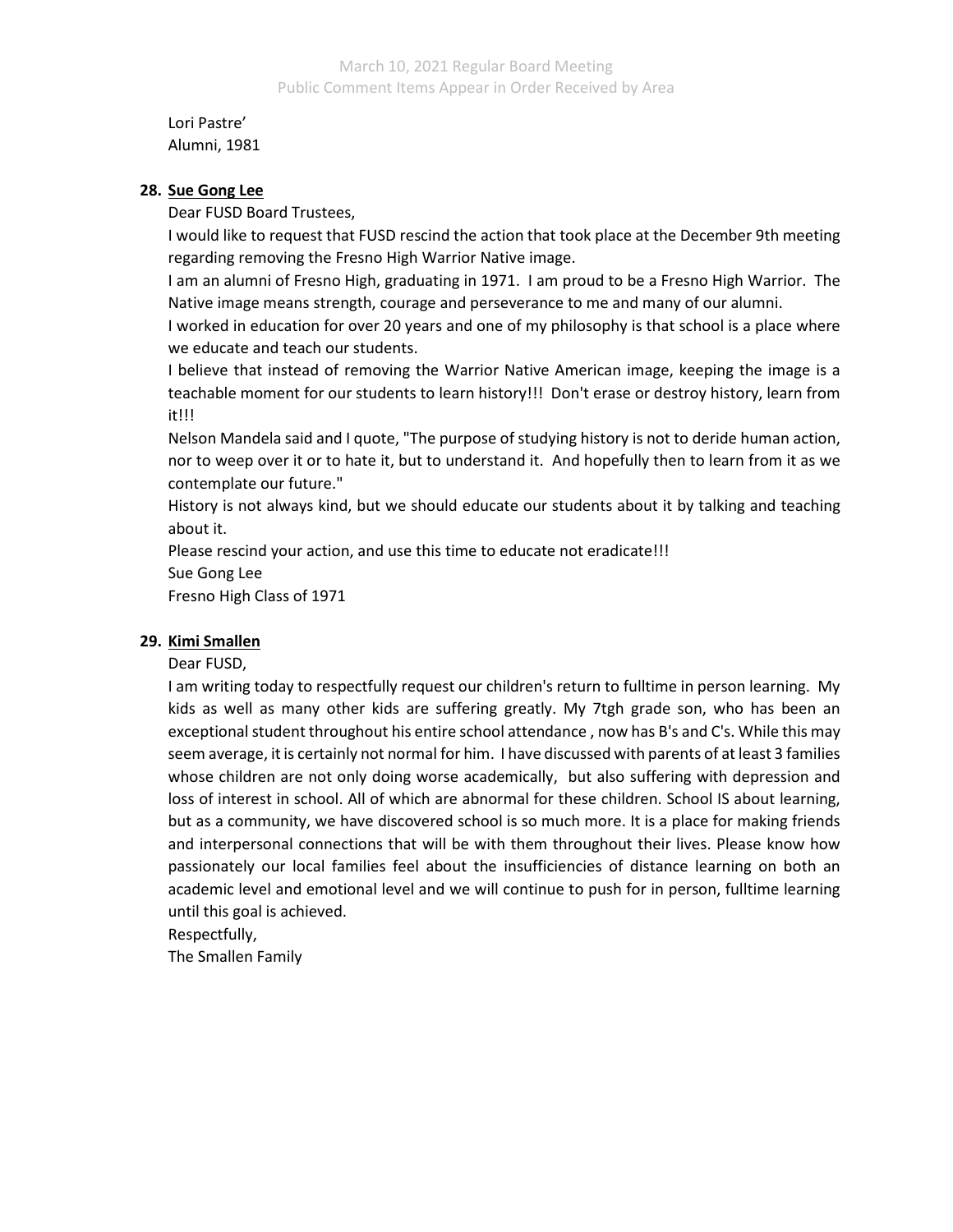Lori Pastre'
Alumni, 1981

**28. <u>Sue Gong Lee</u>**

Dear FUSD Board Trustees,

I would like to request that FUSD rescind the action that took place at the December 9th meeting regarding removing the Fresno High Warrior Native image.

I am an alumni of Fresno High, graduating in 1971. I am proud to be a Fresno High Warrior. The Native image means strength, courage and perseverance to me and many of our alumni.

I worked in education for over 20 years and one of my philosophy is that school is a place where we educate and teach our students.

I believe that instead of removing the Warrior Native American image, keeping the image is a teachable moment for our students to learn history!!! Don't erase or destroy history, learn from it!!!

Nelson Mandela said and I quote, "The purpose of studying history is not to deride human action, nor to weep over it or to hate it, but to understand it. And hopefully then to learn from it as we contemplate our future."

History is not always kind, but we should educate our students about it by talking and teaching about it.

Please rescind your action, and use this time to educate not eradicate!!!

Sue Gong Lee
Fresno High Class of 1971

**29. <u>Kimi Smallen</u>**

Dear FUSD,

I am writing today to respectfully request our children's return to fulltime in person learning. My kids as well as many other kids are suffering greatly. My 7tgh grade son, who has been an exceptional student throughout his entire school attendance , now has B's and C's. While this may seem average, it is certainly not normal for him. I have discussed with parents of at least 3 families whose children are not only doing worse academically, but also suffering with depression and loss of interest in school. All of which are abnormal for these children. School IS about learning, but as a community, we have discovered school is so much more. It is a place for making friends and interpersonal connections that will be with them throughout their lives. Please know how passionately our local families feel about the insufficiencies of distance learning on both an academic level and emotional level and we will continue to push for in person, fulltime learning until this goal is achieved.

Respectfully,
The Smallen Family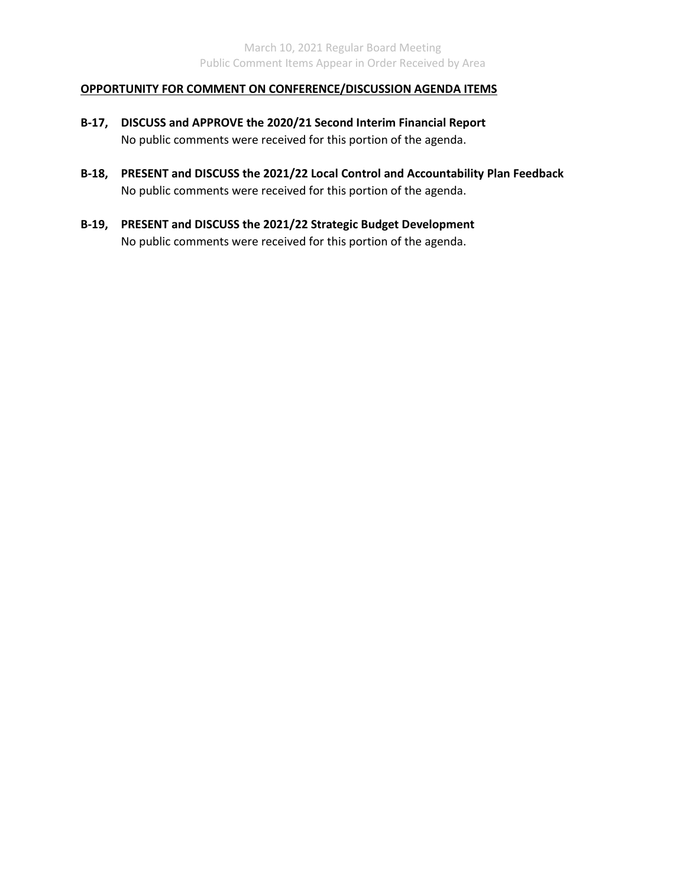**OPPORTUNITY FOR COMMENT ON CONFERENCE/DISCUSSION AGENDA ITEMS**

**B-17, DISCUSS and APPROVE the 2020/21 Second Interim Financial Report**
No public comments were received for this portion of the agenda.

**B-18, PRESENT and DISCUSS the 2021/22 Local Control and Accountability Plan Feedback**
No public comments were received for this portion of the agenda.

**B-19, PRESENT and DISCUSS the 2021/22 Strategic Budget Development**
No public comments were received for this portion of the agenda.